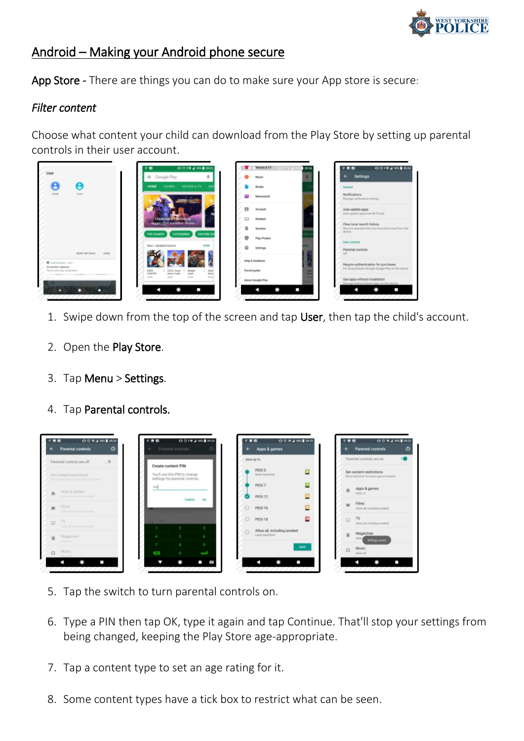# Android – Making your Android phone secure

**App Store** - There are things you can do to make sure your App store is secure:

*Filter content*

Choose what content your child can download from the Play Store by setting up parental controls in their user account.

1. Swipe down from the top of the screen and tap **User**, then tap the child's account.
2. Open the **Play Store**.
3. Tap **Menu** > **Settings**.
4. Tap **Parental controls.**
5. Tap the switch to turn parental controls on.
6. Type a PIN then tap OK, type it again and tap Continue. That'll stop your settings from being changed, keeping the Play Store age-appropriate.
7. Tap a content type to set an age rating for it.
8. Some content types have a tick box to restrict what can be seen.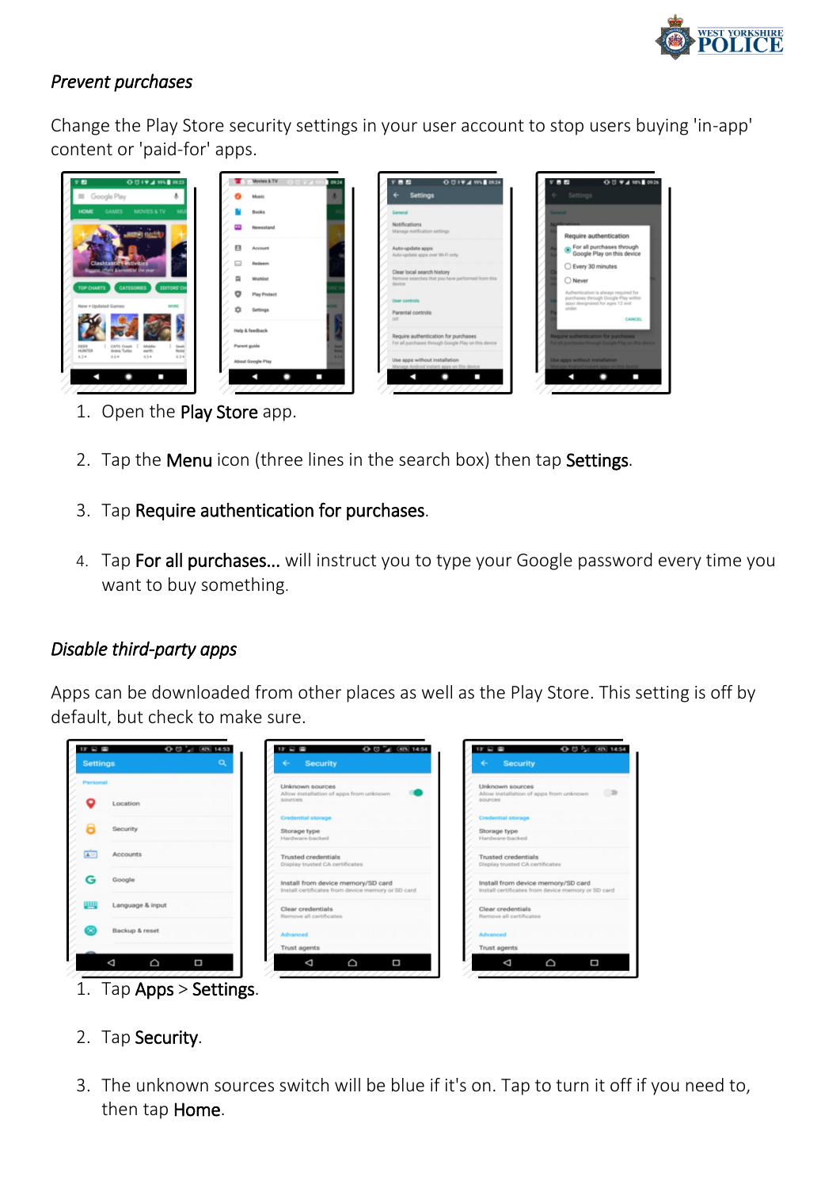*Prevent purchases*

Change the Play Store security settings in your user account to stop users buying 'in-app' content or 'paid-for' apps.

1. Open the **Play Store** app.
2. Tap the **Menu** icon (three lines in the search box) then tap **Settings**.
3. Tap **Require authentication for purchases**.
4. Tap **For all purchases...** will instruct you to type your Google password every time you want to buy something.

*Disable third-party apps*

Apps can be downloaded from other places as well as the Play Store. This setting is off by default, but check to make sure.

1. Tap **Apps** > **Settings**.
2. Tap **Security**.
3. The unknown sources switch will be blue if it's on. Tap to turn it off if you need to, then tap **Home**.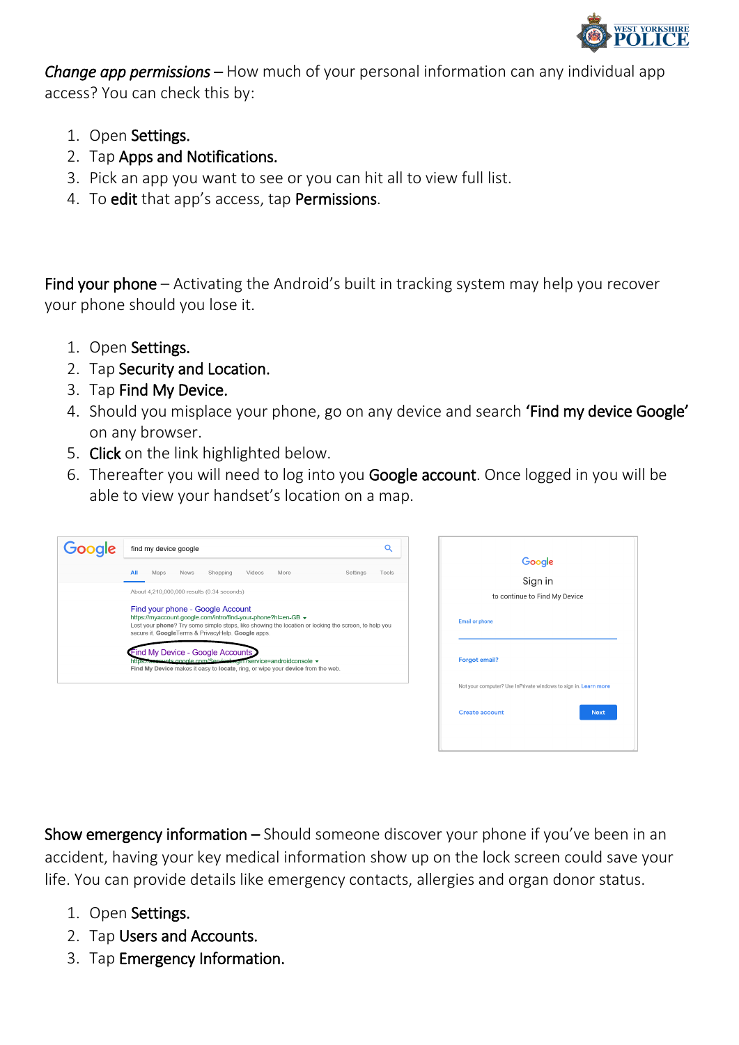*Change app permissions* – How much of your personal information can any individual app access? You can check this by:

1. Open **Settings.**
2. Tap **Apps and Notifications.**
3. Pick an app you want to see or you can hit all to view full list.
4. To **edit** that app's access, tap **Permissions**.

**Find your phone** – Activating the Android's built in tracking system may help you recover your phone should you lose it.

1. Open **Settings.**
2. Tap **Security and Location.**
3. Tap **Find My Device.**
4. Should you misplace your phone, go on any device and search **'Find my device Google'** on any browser.
5. **Click** on the link highlighted below.
6. Thereafter you will need to log into you **Google account**. Once logged in you will be able to view your handset's location on a map.

**Show emergency information** – Should someone discover your phone if you've been in an accident, having your key medical information show up on the lock screen could save your life. You can provide details like emergency contacts, allergies and organ donor status.

1. Open **Settings.**
2. Tap **Users and Accounts.**
3. Tap **Emergency Information.**